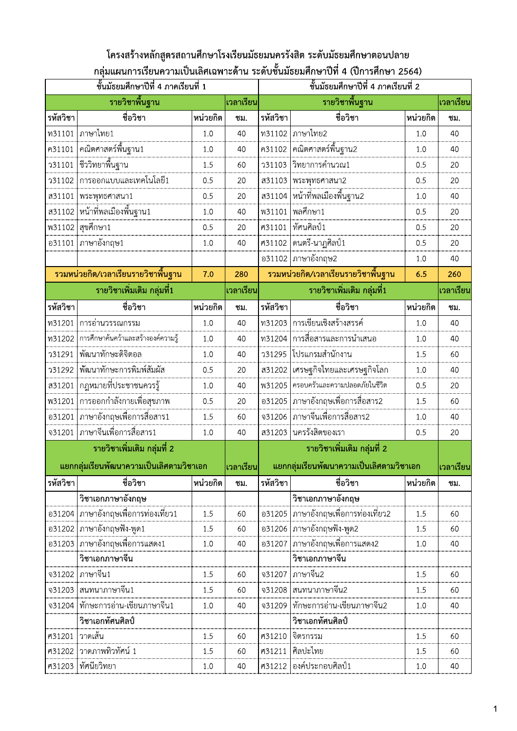# โครงสร้างหลักสูตรสถานศึกษาโรงเรียนมัธยมนครรังสิต ระดับมัธยมศึกษาตอนปลาย

## กลุ่มแผนการเรียนความเป็นเลิศเฉพาะด้าน ระดับชั้นมัธยมศึกษาปีที่ 4 (ปีการศึกษา 2564)

| ชั้นมัธยมศึกษาปีที่ 4 ภาคเรียนที่ 1 | | | | ชั้นมัธยมศึกษาปีที่ 4 ภาคเรียนที่ 2 | | | |
|---|---|---|---|---|---|---|---|
| **รายวิชาพื้นฐาน** | | | **เวลาเรียน** | **รายวิชาพื้นฐาน** | | | **เวลาเรียน** |
| **รหัสวิชา** | **ชื่อวิชา** | **หน่วยกิต** | **ชม.** | **รหัสวิชา** | **ชื่อวิชา** | **หน่วยกิต** | **ชม.** |
| ท31101 | ภาษาไทย1 | 1.0 | 40 | ท31102 | ภาษาไทย2 | 1.0 | 40 |
| ค31101 | คณิตศาสตร์พื้นฐาน1 | 1.0 | 40 | ค31102 | คณิตศาสตร์พื้นฐาน2 | 1.0 | 40 |
| ว31101 | ชีววิทยาพื้นฐาน | 1.5 | 60 | ว31103 | วิทยาการคำนวณ1 | 0.5 | 20 |
| ว31102 | การออกแบบและเทคโนโลยี1 | 0.5 | 20 | ส31103 | พระพุทธศาสนา2 | 0.5 | 20 |
| ส31101 | พระพุทธศาสนา1 | 0.5 | 20 | ส31104 | หน้าที่พลเมืองพื้นฐาน2 | 1.0 | 40 |
| ส31102 | หน้าที่พลเมืองพื้นฐาน1 | 1.0 | 40 | พ31101 | พลศึกษา1 | 0.5 | 20 |
| พ31102 | สุขศึกษา1 | 0.5 | 20 | ศ31101 | ทัศนศิลป์1 | 0.5 | 20 |
| อ31101 | ภาษาอังกฤษ1 | 1.0 | 40 | ศ31102 | ดนตรี-นาฏศิลป์1 | 0.5 | 20 |
| | | | | อ31102 | ภาษาอังกฤษ2 | 1.0 | 40 |
| **รวมหน่วยกิต/เวลาเรียนรายวิชาพื้นฐาน** | | **7.0** | **280** | **รวมหน่วยกิต/เวลาเรียนรายวิชาพื้นฐาน** | | **6.5** | **260** |
| **รายวิชาเพิ่มเติม กลุ่มที่1** | | | **เวลาเรียน** | **รายวิชาเพิ่มเติม กลุ่มที่1** | | | **เวลาเรียน** |
| **รหัสวิชา** | **ชื่อวิชา** | **หน่วยกิต** | **ชม.** | **รหัสวิชา** | **ชื่อวิชา** | **หน่วยกิต** | **ชม.** |
| ท31201 | การอ่านวรรณกรรม | 1.0 | 40 | ท31203 | การเขียนเชิงสร้างสรรค์ | 1.0 | 40 |
| ท31202 | การศึกษาค้นคว้าและสร้างองค์ความรู้ | 1.0 | 40 | ท31204 | การสื่อสารและการนำเสนอ | 1.0 | 40 |
| ว31291 | พัฒนาทักษะดิจิตอล | 1.0 | 40 | ว31295 | โปรแกรมสำนักงาน | 1.5 | 60 |
| ว31292 | พัฒนาทักษะการพิมพ์สัมผัส | 0.5 | 20 | ส31202 | เศรษฐกิจไทยและเศรษฐกิจโลก | 1.0 | 40 |
| ส31201 | กฎหมายที่ประชาชนควรรู้ | 1.0 | 40 | พ31205 | ครอบครัวและความปลอดภัยในชีวิต | 0.5 | 20 |
| พ31201 | การออกกำลังกายเพื่อสุขภาพ | 0.5 | 20 | อ31205 | ภาษาอังกฤษเพื่อการสื่อสาร2 | 1.5 | 60 |
| อ31201 | ภาษาอังกฤษเพื่อการสื่อสาร1 | 1.5 | 60 | จ31206 | ภาษาจีนเพื่อการสื่อสาร2 | 1.0 | 40 |
| จ31201 | ภาษาจีนเพื่อการสื่อสาร1 | 1.0 | 40 | ส31203 | นครรังสิตของเรา | 0.5 | 20 |
| **รายวิชาเพิ่มเติม กลุ่มที่ 2 แยกกลุ่มเรียนพัฒนาความเป็นเลิศตามวิชาเอก** | | | **เวลาเรียน** | **รายวิชาเพิ่มเติม กลุ่มที่ 2 แยกกลุ่มเรียนพัฒนาความเป็นเลิศตามวิชาเอก** | | | **เวลาเรียน** |
| **รหัสวิชา** | **ชื่อวิชา** | **หน่วยกิต** | **ชม.** | **รหัสวิชา** | **ชื่อวิชา** | **หน่วยกิต** | **ชม.** |
| | **วิชาเอกภาษาอังกฤษ** | | | | **วิชาเอกภาษาอังกฤษ** | | |
| อ31204 | ภาษาอังกฤษเพื่อการท่องเที่ยว1 | 1.5 | 60 | อ31205 | ภาษาอังกฤษเพื่อการท่องเที่ยว2 | 1.5 | 60 |
| อ31202 | ภาษาอังกฤษฟัง-พูด1 | 1.5 | 60 | อ31206 | ภาษาอังกฤษฟัง-พูด2 | 1.5 | 60 |
| อ31203 | ภาษาอังกฤษเพื่อการแสดง1 | 1.0 | 40 | อ31207 | ภาษาอังกฤษเพื่อการแสดง2 | 1.0 | 40 |
| | **วิชาเอกภาษาจีน** | | | | **วิชาเอกภาษาจีน** | | |
| จ31202 | ภาษาจีน1 | 1.5 | 60 | จ31207 | ภาษาจีน2 | 1.5 | 60 |
| จ31203 | สนทนาภาษาจีน1 | 1.5 | 60 | จ31208 | สนทนาภาษาจีน2 | 1.5 | 60 |
| จ31204 | ทักษะการอ่าน-เขียนภาษาจีน1 | 1.0 | 40 | จ31209 | ทักษะการอ่าน-เขียนภาษาจีน2 | 1.0 | 40 |
| | **วิชาเอกทัศนศิลป์** | | | | **วิชาเอกทัศนศิลป์** | | |
| ศ31201 | วาดเส้น | 1.5 | 60 | ศ31210 | จิตรกรรม | 1.5 | 60 |
| ศ31202 | วาดภาพทิวทัศน์ 1 | 1.5 | 60 | ศ31211 | ศิลปะไทย | 1.5 | 60 |
| ศ31203 | ทัศนียวิทยา | 1.0 | 40 | ศ31212 | องค์ประกอบศิลป์1 | 1.0 | 40 |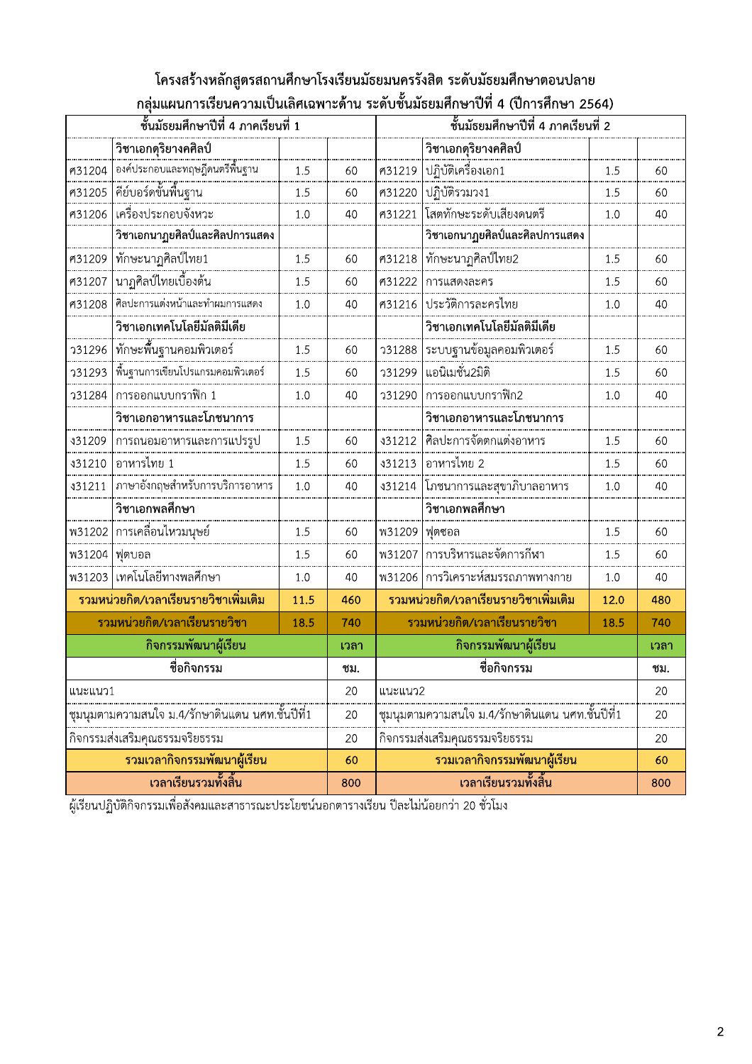## โครงสร้างหลักสูตรสถานศึกษาโรงเรียนมัธยมนครรังสิต ระดับมัธยมศึกษาตอนปลาย
## กลุ่มแผนการเรียนความเป็นเลิศเฉพาะด้าน ระดับชั้นมัธยมศึกษาปีที่ 4 (ปีการศึกษา 2564)

| ชั้นมัธยมศึกษาปีที่ 4 ภาคเรียนที่ 1 | | | | ชั้นมัธยมศึกษาปีที่ 4 ภาคเรียนที่ 2 | | | |
|---|---|---|---|---|---|---|---|
| | วิชาเอกดุริยางคศิลป์ | | | | วิชาเอกดุริยางคศิลป์ | | |
| ศ31204 | องค์ประกอบและทฤษฎีดนตรีพื้นฐาน | 1.5 | 60 | ศ31219 | ปฏิบัติเครื่องเอก1 | 1.5 | 60 |
| ศ31205 | คีย์บอร์ดขั้นพื้นฐาน | 1.5 | 60 | ศ31220 | ปฏิบัติรวมวง1 | 1.5 | 60 |
| ศ31206 | เครื่องประกอบจังหวะ | 1.0 | 40 | ศ31221 | โสตทักษะระดับเสียงดนตรี | 1.0 | 40 |
| | วิชาเอกนาฏยศิลป์และศิลปการแสดง | | | | วิชาเอกนาฏยศิลป์และศิลปการแสดง | | |
| ศ31209 | ทักษะนาฏศิลป์ไทย1 | 1.5 | 60 | ศ31218 | ทักษะนาฏศิลป์ไทย2 | 1.5 | 60 |
| ศ31207 | นาฏศิลป์ไทยเบื้องต้น | 1.5 | 60 | ศ31222 | การแสดงละคร | 1.5 | 60 |
| ศ31208 | ศิลปะการแต่งหน้าและทำผมการแสดง | 1.0 | 40 | ศ31216 | ประวัติการละครไทย | 1.0 | 40 |
| | วิชาเอกเทคโนโลยีมัลติมีเดีย | | | | วิชาเอกเทคโนโลยีมัลติมีเดีย | | |
| ว31296 | ทักษะพื้นฐานคอมพิวเตอร์ | 1.5 | 60 | ว31288 | ระบบฐานข้อมูลคอมพิวเตอร์ | 1.5 | 60 |
| ว31293 | พื้นฐานการเขียนโปรแกรมคอมพิวเตอร์ | 1.5 | 60 | ว31299 | แอนิเมชั่น2มิติ | 1.5 | 60 |
| ว31284 | การออกแบบกราฟิก 1 | 1.0 | 40 | ว31290 | การออกแบบกราฟิก2 | 1.0 | 40 |
| | วิชาเอกอาหารและโภชนาการ | | | | วิชาเอกอาหารและโภชนาการ | | |
| ง31209 | การถนอมอาหารและการแปรรูป | 1.5 | 60 | ง31212 | ศิลปะการจัดตกแต่งอาหาร | 1.5 | 60 |
| ง31210 | อาหารไทย 1 | 1.5 | 60 | ง31213 | อาหารไทย 2 | 1.5 | 60 |
| ง31211 | ภาษาอังกฤษสำหรับการบริการอาหาร | 1.0 | 40 | ง31214 | โภชนาการและสุขาภิบาลอาหาร | 1.0 | 40 |
| | วิชาเอกพลศึกษา | | | | วิชาเอกพลศึกษา | | |
| พ31202 | การเคลื่อนไหวมนุษย์ | 1.5 | 60 | พ31209 | ฟุตซอล | 1.5 | 60 |
| พ31204 | ฟุตบอล | 1.5 | 60 | พ31207 | การบริหารและจัดการกีฬา | 1.5 | 60 |
| พ31203 | เทคโนโลยีทางพลศึกษา | 1.0 | 40 | พ31206 | การวิเคราะห์สมรรถภาพทางกาย | 1.0 | 40 |
| **รวมหน่วยกิต/เวลาเรียนรายวิชาเพิ่มเติม** | | 11.5 | 460 | **รวมหน่วยกิต/เวลาเรียนรายวิชาเพิ่มเติม** | | 12.0 | 480 |
| **รวมหน่วยกิต/เวลาเรียนรายวิชา** | | 18.5 | 740 | **รวมหน่วยกิต/เวลาเรียนรายวิชา** | | 18.5 | 740 |
| **กิจกรรมพัฒนาผู้เรียน** | | | เวลา | **กิจกรรมพัฒนาผู้เรียน** | | | เวลา |
| **ชื่อกิจกรรม** | | | ชม. | **ชื่อกิจกรรม** | | | ชม. |
| แนะแนว1 | | | 20 | แนะแนว2 | | | 20 |
| ชุมนุมตามความสนใจ ม.4/รักษาดินแดน นศท.ชั้นปีที่1 | | | 20 | ชุมนุมตามความสนใจ ม.4/รักษาดินแดน นศท.ชั้นปีที่1 | | | 20 |
| กิจกรรมส่งเสริมคุณธรรมจริยธรรม | | | 20 | กิจกรรมส่งเสริมคุณธรรมจริยธรรม | | | 20 |
| **รวมเวลากิจกรรมพัฒนาผู้เรียน** | | | 60 | **รวมเวลากิจกรรมพัฒนาผู้เรียน** | | | 60 |
| **เวลาเรียนรวมทั้งสิ้น** | | | 800 | **เวลาเรียนรวมทั้งสิ้น** | | | 800 |

ผู้เรียนปฏิบัติกิจกรรมเพื่อสังคมและสาธารณะประโยชน์นอกตารางเรียน ปีละไม่น้อยกว่า 20 ชั่วโมง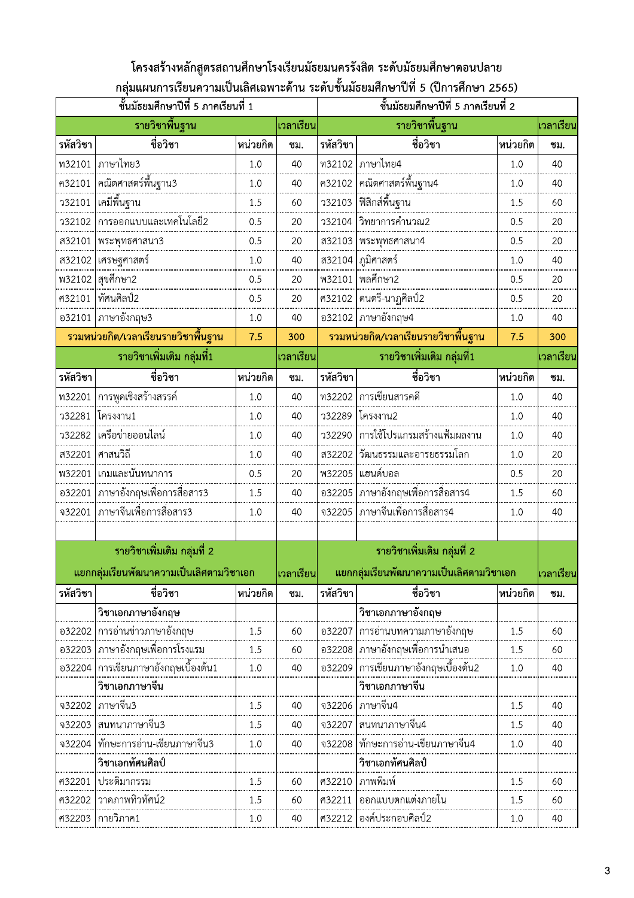# โครงสร้างหลักสูตรสถานศึกษาโรงเรียนมัธยมนครรังสิต ระดับมัธยมศึกษาตอนปลาย
## กลุ่มแผนการเรียนความเป็นเลิศเฉพาะด้าน ระดับชั้นมัธยมศึกษาปีที่ 5 (ปีการศึกษา 2565)

| ชั้นมัธยมศึกษาปีที่ 5 ภาคเรียนที่ 1 | | | | ชั้นมัธยมศึกษาปีที่ 5 ภาคเรียนที่ 2 | | | |
|---|---|---|---|---|---|---|---|
| **รายวิชาพื้นฐาน** | | | **เวลาเรียน** | **รายวิชาพื้นฐาน** | | | **เวลาเรียน** |
| **รหัสวิชา** | **ชื่อวิชา** | **หน่วยกิต** | **ชม.** | **รหัสวิชา** | **ชื่อวิชา** | **หน่วยกิต** | **ชม.** |
| ท32101 | ภาษาไทย3 | 1.0 | 40 | ท32102 | ภาษาไทย4 | 1.0 | 40 |
| ค32101 | คณิตศาสตร์พื้นฐาน3 | 1.0 | 40 | ค32102 | คณิตศาสตร์พื้นฐาน4 | 1.0 | 40 |
| ว32101 | เคมีพื้นฐาน | 1.5 | 60 | ว32103 | ฟิสิกส์พื้นฐาน | 1.5 | 60 |
| ว32102 | การออกแบบและเทคโนโลยี2 | 0.5 | 20 | ว32104 | วิทยาการคำนวณ2 | 0.5 | 20 |
| ส32101 | พระพุทธศาสนา3 | 0.5 | 20 | ส32103 | พระพุทธศาสนา4 | 0.5 | 20 |
| ส32102 | เศรษฐศาสตร์ | 1.0 | 40 | ส32104 | ภูมิศาสตร์ | 1.0 | 40 |
| พ32102 | สุขศึกษา2 | 0.5 | 20 | พ32101 | พลศึกษา2 | 0.5 | 20 |
| ศ32101 | ทัศนศิลป์2 | 0.5 | 20 | ศ32102 | ดนตรี-นาฏศิลป์2 | 0.5 | 20 |
| อ32101 | ภาษาอังกฤษ3 | 1.0 | 40 | อ32102 | ภาษาอังกฤษ4 | 1.0 | 40 |
| **รวมหน่วยกิต/เวลาเรียนรายวิชาพื้นฐาน** | | **7.5** | **300** | **รวมหน่วยกิต/เวลาเรียนรายวิชาพื้นฐาน** | | **7.5** | **300** |
| **รายวิชาเพิ่มเติม กลุ่มที่1** | | | **เวลาเรียน** | **รายวิชาเพิ่มเติม กลุ่มที่1** | | | **เวลาเรียน** |
| **รหัสวิชา** | **ชื่อวิชา** | **หน่วยกิต** | **ชม.** | **รหัสวิชา** | **ชื่อวิชา** | **หน่วยกิต** | **ชม.** |
| ท32201 | การพูดเชิงสร้างสรรค์ | 1.0 | 40 | ท32202 | การเขียนสารคดี | 1.0 | 40 |
| ว32281 | โครงงาน1 | 1.0 | 40 | ว32289 | โครงงาน2 | 1.0 | 40 |
| ว32282 | เครือข่ายออนไลน์ | 1.0 | 40 | ว32290 | การใช้โปรแกรมสร้างแฟ้มผลงาน | 1.0 | 40 |
| ส32201 | ศาสนวิถี | 1.0 | 40 | ส32202 | วัฒนธรรมและอารยธรรมโลก | 1.0 | 20 |
| พ32201 | เกมและนันทนาการ | 0.5 | 20 | พ32205 | แฮนด์บอล | 0.5 | 20 |
| อ32201 | ภาษาอังกฤษเพื่อการสื่อสาร3 | 1.5 | 40 | อ32205 | ภาษาอังกฤษเพื่อการสื่อสาร4 | 1.5 | 60 |
| จ32201 | ภาษาจีนเพื่อการสื่อสาร3 | 1.0 | 40 | จ32205 | ภาษาจีนเพื่อการสื่อสาร4 | 1.0 | 40 |
| | | | | | | | |
| **รายวิชาเพิ่มเติม กลุ่มที่ 2 แยกกลุ่มเรียนพัฒนาความเป็นเลิศตามวิชาเอก** | | | **เวลาเรียน** | **รายวิชาเพิ่มเติม กลุ่มที่ 2 แยกกลุ่มเรียนพัฒนาความเป็นเลิศตามวิชาเอก** | | | **เวลาเรียน** |
| **รหัสวิชา** | **ชื่อวิชา** | **หน่วยกิต** | **ชม.** | **รหัสวิชา** | **ชื่อวิชา** | **หน่วยกิต** | **ชม.** |
| | **วิชาเอกภาษาอังกฤษ** | | | | **วิชาเอกภาษาอังกฤษ** | | |
| อ32202 | การอ่านข่าวภาษาอังกฤษ | 1.5 | 60 | อ32207 | การอ่านบทความภาษาอังกฤษ | 1.5 | 60 |
| อ32203 | ภาษาอังกฤษเพื่อการโรงแรม | 1.5 | 60 | อ32208 | ภาษาอังกฤษเพื่อการนำเสนอ | 1.5 | 60 |
| อ32204 | การเขียนภาษาอังกฤษเบื้องต้น1 | 1.0 | 40 | อ32209 | การเขียนภาษาอังกฤษเบื้องต้น2 | 1.0 | 40 |
| | **วิชาเอกภาษาจีน** | | | | **วิชาเอกภาษาจีน** | | |
| จ32202 | ภาษาจีน3 | 1.5 | 40 | จ32206 | ภาษาจีน4 | 1.5 | 40 |
| จ32203 | สนทนาภาษาจีน3 | 1.5 | 40 | จ32207 | สนทนาภาษาจีน4 | 1.5 | 40 |
| จ32204 | ทักษะการอ่าน-เขียนภาษาจีน3 | 1.0 | 40 | จ32208 | ทักษะการอ่าน-เขียนภาษาจีน4 | 1.0 | 40 |
| | **วิชาเอกทัศนศิลป์** | | | | **วิชาเอกทัศนศิลป์** | | |
| ศ32201 | ประติมากรรม | 1.5 | 60 | ศ32210 | ภาพพิมพ์ | 1.5 | 60 |
| ศ32202 | วาดภาพทิวทัศน์2 | 1.5 | 60 | ศ32211 | ออกแบบตกแต่งภายใน | 1.5 | 60 |
| ศ32203 | กายวิภาค1 | 1.0 | 40 | ศ32212 | องค์ประกอบศิลป์2 | 1.0 | 40 |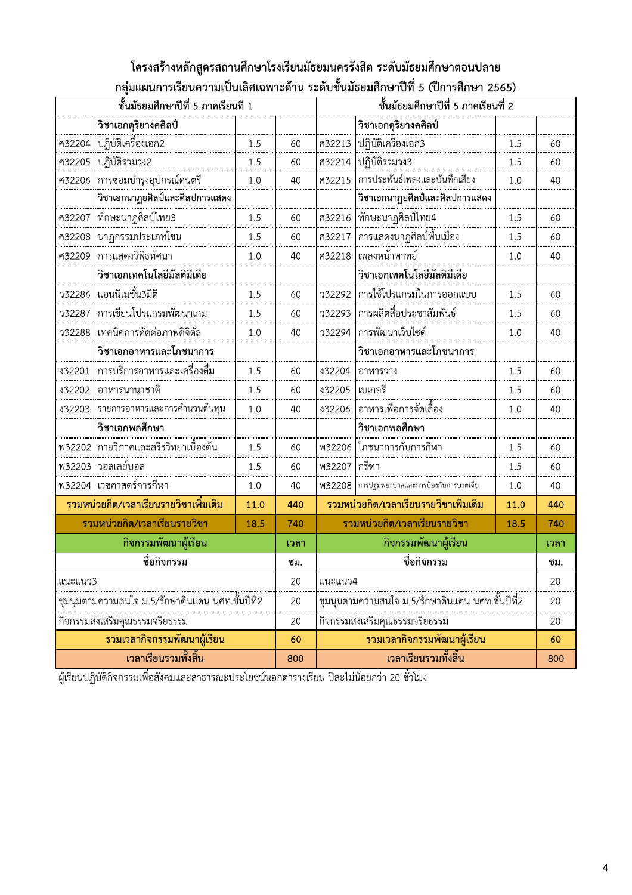## โครงสร้างหลักสูตรสถานศึกษาโรงเรียนมัธยมนครรังสิต ระดับมัธยมศึกษาตอนปลาย
## กลุ่มแผนการเรียนความเป็นเลิศเฉพาะด้าน ระดับชั้นมัธยมศึกษาปีที่ 5 (ปีการศึกษา 2565)

| ชั้นมัธยมศึกษาปีที่ 5 ภาคเรียนที่ 1 | | | | ชั้นมัธยมศึกษาปีที่ 5 ภาคเรียนที่ 2 | | | |
|---|---|---|---|---|---|---|---|
| | **วิชาเอกดุริยางคศิลป์** | | | | **วิชาเอกดุริยางคศิลป์** | | |
| ศ32204 | ปฏิบัติเครื่องเอก2 | 1.5 | 60 | ศ32213 | ปฏิบัติเครื่องเอก3 | 1.5 | 60 |
| ศ32205 | ปฏิบัติรวมวง2 | 1.5 | 60 | ศ32214 | ปฏิบัติรวมวง3 | 1.5 | 60 |
| ศ32206 | การซ่อมบำรุงอุปกรณ์ดนตรี | 1.0 | 40 | ศ32215 | การประพันธ์เพลงและบันทึกเสียง | 1.0 | 40 |
| | **วิชาเอกนาฏยศิลป์และศิลปการแสดง** | | | | **วิชาเอกนาฏยศิลป์และศิลปการแสดง** | | |
| ศ32207 | ทักษะนาฏศิลป์ไทย3 | 1.5 | 60 | ศ32216 | ทักษะนาฏศิลป์ไทย4 | 1.5 | 60 |
| ศ32208 | นาฏกรรมประเภทโขน | 1.5 | 60 | ศ32217 | การแสดงนาฏศิลป์พื้นเมือง | 1.5 | 60 |
| ศ32209 | การแสดงวิพิธทัศนา | 1.0 | 40 | ศ32218 | เพลงหน้าพาทย์ | 1.0 | 40 |
| | **วิชาเอกเทคโนโลยีมัลติมีเดีย** | | | | **วิชาเอกเทคโนโลยีมัลติมีเดีย** | | |
| ว32286 | แอนนิเมชั่น3มิติ | 1.5 | 60 | ว32292 | การใช้โปรแกรมในการออกแบบ | 1.5 | 60 |
| ว32287 | การเขียนโปรแกรมพัฒนาเกม | 1.5 | 60 | ว32293 | การผลิตสื่อประชาสัมพันธ์ | 1.5 | 60 |
| ว32288 | เทคนิคการตัดต่อภาพดิจิตัล | 1.0 | 40 | ว32294 | การพัฒนาเว็บไซต์ | 1.0 | 40 |
| | **วิชาเอกอาหารและโภชนาการ** | | | | **วิชาเอกอาหารและโภชนาการ** | | |
| ง32201 | การบริการอาหารและเครื่องดื่ม | 1.5 | 60 | ง32204 | อาหารว่าง | 1.5 | 60 |
| ง32202 | อาหารนานาชาติ | 1.5 | 60 | ง32205 | เบเกอรี่ | 1.5 | 60 |
| ง32203 | รายการอาหารและการคำนวนต้นทุน | 1.0 | 40 | ง32206 | อาหารเพื่อการจัดเลี้ยง | 1.0 | 40 |
| | **วิชาเอกพลศึกษา** | | | | **วิชาเอกพลศึกษา** | | |
| พ32202 | กายวิภาคและสรีรวิทยาเบื้องต้น | 1.5 | 60 | พ32206 | โภชนาการกับการกีฬา | 1.5 | 60 |
| พ32203 | วอลเลย์บอล | 1.5 | 60 | พ32207 | กรีฑา | 1.5 | 60 |
| พ32204 | เวชศาสตร์การกีฬา | 1.0 | 40 | พ32208 | การปฐมพยาบาลและการป้องกันการบาดเจ็บ | 1.0 | 40 |
| **รวมหน่วยกิต/เวลาเรียนรายวิชาเพิ่มเติม** | | **11.0** | **440** | **รวมหน่วยกิต/เวลาเรียนรายวิชาเพิ่มเติม** | | **11.0** | **440** |
| **รวมหน่วยกิต/เวลาเรียนรายวิชา** | | **18.5** | **740** | **รวมหน่วยกิต/เวลาเรียนรายวิชา** | | **18.5** | **740** |
| **กิจกรรมพัฒนาผู้เรียน** | | | **เวลา** | **กิจกรรมพัฒนาผู้เรียน** | | | **เวลา** |
| **ชื่อกิจกรรม** | | | **ชม.** | **ชื่อกิจกรรม** | | | **ชม.** |
| แนะแนว3 | | | 20 | แนะแนว4 | | | 20 |
| ชุมนุมตามความสนใจ ม.5/รักษาดินแดน นศท.ชั้นปีที่2 | | | 20 | ชุมนุมตามความสนใจ ม.5/รักษาดินแดน นศท.ชั้นปีที่2 | | | 20 |
| กิจกรรมส่งเสริมคุณธรรมจริยธรรม | | | 20 | กิจกรรมส่งเสริมคุณธรรมจริยธรรม | | | 20 |
| **รวมเวลากิจกรรมพัฒนาผู้เรียน** | | | **60** | **รวมเวลากิจกรรมพัฒนาผู้เรียน** | | | **60** |
| **เวลาเรียนรวมทั้งสิ้น** | | | **800** | **เวลาเรียนรวมทั้งสิ้น** | | | **800** |

ผู้เรียนปฏิบัติกิจกรรมเพื่อสังคมและสาธารณะประโยชน์นอกตารางเรียน ปีละไม่น้อยกว่า 20 ชั่วโมง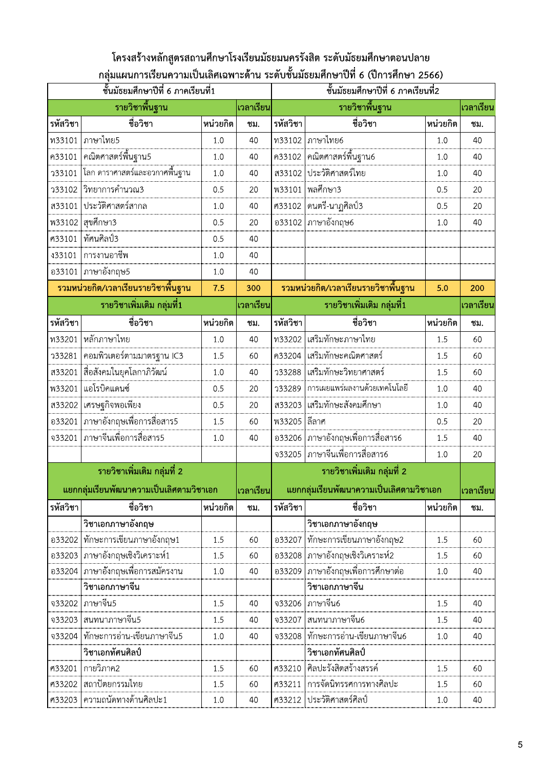## โครงสร้างหลักสูตรสถานศึกษาโรงเรียนมัธยมนครรังสิต ระดับมัธยมศึกษาตอนปลาย

## กลุ่มแผนการเรียนความเป็นเลิศเฉพาะด้าน ระดับชั้นมัธยมศึกษาปีที่ 6 (ปีการศึกษา 2566)

| ชั้นมัธยมศึกษาปีที่ 6 ภาคเรียนที่1 | | | | ชั้นมัธยมศึกษาปีที่ 6 ภาคเรียนที่2 | | | |
|---|---|---|---|---|---|---|---|
| **รายวิชาพื้นฐาน** | | | **เวลาเรียน** | **รายวิชาพื้นฐาน** | | | **เวลาเรียน** |
| **รหัสวิชา** | **ชื่อวิชา** | **หน่วยกิต** | **ชม.** | **รหัสวิชา** | **ชื่อวิชา** | **หน่วยกิต** | **ชม.** |
| ท33101 | ภาษาไทย5 | 1.0 | 40 | ท33102 | ภาษาไทย6 | 1.0 | 40 |
| ค33101 | คณิตศาสตร์พื้นฐาน5 | 1.0 | 40 | ค33102 | คณิตศาสตร์พื้นฐาน6 | 1.0 | 40 |
| ว33101 | โลก ดาราศาสตร์และอวกาศพื้นฐาน | 1.0 | 40 | ส33102 | ประวัติศาสตร์ไทย | 1.0 | 40 |
| ว33102 | วิทยาการคำนวณ3 | 0.5 | 20 | พ33101 | พลศึกษา3 | 0.5 | 20 |
| ส33101 | ประวัติศาสตร์สากล | 1.0 | 40 | ศ33102 | ดนตรี-นาฏศิลป์3 | 0.5 | 20 |
| พ33102 | สุขศึกษา3 | 0.5 | 20 | อ33102 | ภาษาอังกฤษ6 | 1.0 | 40 |
| ศ33101 | ทัศนศิลป์3 | 0.5 | 40 | | | | |
| ง33101 | การงานอาชีพ | 1.0 | 40 | | | | |
| อ33101 | ภาษาอังกฤษ5 | 1.0 | 40 | | | | |
| **รวมหน่วยกิต/เวลาเรียนรายวิชาพื้นฐาน** | | **7.5** | **300** | **รวมหน่วยกิต/เวลาเรียนรายวิชาพื้นฐาน** | | **5.0** | **200** |
| **รายวิชาเพิ่มเติม กลุ่มที่1** | | | **เวลาเรียน** | **รายวิชาเพิ่มเติม กลุ่มที่1** | | | **เวลาเรียน** |
| **รหัสวิชา** | **ชื่อวิชา** | **หน่วยกิต** | **ชม.** | **รหัสวิชา** | **ชื่อวิชา** | **หน่วยกิต** | **ชม.** |
| ท33201 | หลักภาษาไทย | 1.0 | 40 | ท33202 | เสริมทักษะภาษาไทย | 1.5 | 60 |
| ว33281 | คอมพิวเตอร์ตามมาตรฐาน IC3 | 1.5 | 60 | ค33204 | เสริมทักษะคณิตศาสตร์ | 1.5 | 60 |
| ส33201 | สื่อสังคมในยุคโลกาภิวัฒน์ | 1.0 | 40 | ว33288 | เสริมทักษะวิทยาศาสตร์ | 1.5 | 60 |
| พ33201 | แอโรบิคแดนซ์ | 0.5 | 20 | ว33289 | การเผยแพร่ผลงานด้วยเทคโนโลยี | 1.0 | 40 |
| ส33202 | เศรษฐกิจพอเพียง | 0.5 | 20 | ส33203 | เสริมทักษะสังคมศึกษา | 1.0 | 40 |
| อ33201 | ภาษาอังกฤษเพื่อการสื่อสาร5 | 1.5 | 60 | พ33205 | ลีลาศ | 0.5 | 20 |
| จ33201 | ภาษาจีนเพื่อการสื่อสาร5 | 1.0 | 40 | อ33206 | ภาษาอังกฤษเพื่อการสื่อสาร6 | 1.5 | 40 |
| | | | | จ33205 | ภาษาจีนเพื่อการสื่อสาร6 | 1.0 | 20 |
| **รายวิชาเพิ่มเติม กลุ่มที่ 2 แยกกลุ่มเรียนพัฒนาความเป็นเลิศตามวิชาเอก** | | | **เวลาเรียน** | **รายวิชาเพิ่มเติม กลุ่มที่ 2 แยกกลุ่มเรียนพัฒนาความเป็นเลิศตามวิชาเอก** | | | **เวลาเรียน** |
| **รหัสวิชา** | **ชื่อวิชา** | **หน่วยกิต** | **ชม.** | **รหัสวิชา** | **ชื่อวิชา** | **หน่วยกิต** | **ชม.** |
| | **วิชาเอกภาษาอังกฤษ** | | | | **วิชาเอกภาษาอังกฤษ** | | |
| อ33202 | ทักษะการเขียนภาษาอังกฤษ1 | 1.5 | 60 | อ33207 | ทักษะการเขียนภาษาอังกฤษ2 | 1.5 | 60 |
| อ33203 | ภาษาอังกฤษเชิงวิเคราะห์1 | 1.5 | 60 | อ33208 | ภาษาอังกฤษเชิงวิเคราะห์2 | 1.5 | 60 |
| อ33204 | ภาษาอังกฤษเพื่อการสมัครงาน | 1.0 | 40 | อ33209 | ภาษาอังกฤษเพื่อการศึกษาต่อ | 1.0 | 40 |
| | **วิชาเอกภาษาจีน** | | | | **วิชาเอกภาษาจีน** | | |
| จ33202 | ภาษาจีน5 | 1.5 | 40 | จ33206 | ภาษาจีน6 | 1.5 | 40 |
| จ33203 | สนทนาภาษาจีน5 | 1.5 | 40 | จ33207 | สนทนาภาษาจีน6 | 1.5 | 40 |
| จ33204 | ทักษะการอ่าน-เขียนภาษาจีน5 | 1.0 | 40 | จ33208 | ทักษะการอ่าน-เขียนภาษาจีน6 | 1.0 | 40 |
| | **วิชาเอกทัศนศิลป์** | | | | **วิชาเอกทัศนศิลป์** | | |
| ศ33201 | กายวิภาค2 | 1.5 | 60 | ศ33210 | ศิลปะรังสิตสร้างสรรค์ | 1.5 | 60 |
| ศ33202 | สถาปัตยกรรมไทย | 1.5 | 60 | ศ33211 | การจัดนิทรรศการทางศิลปะ | 1.5 | 60 |
| ศ33203 | ความถนัดทางด้านศิลปะ1 | 1.0 | 40 | ศ33212 | ประวัติศาสตร์ศิลป์ | 1.0 | 40 |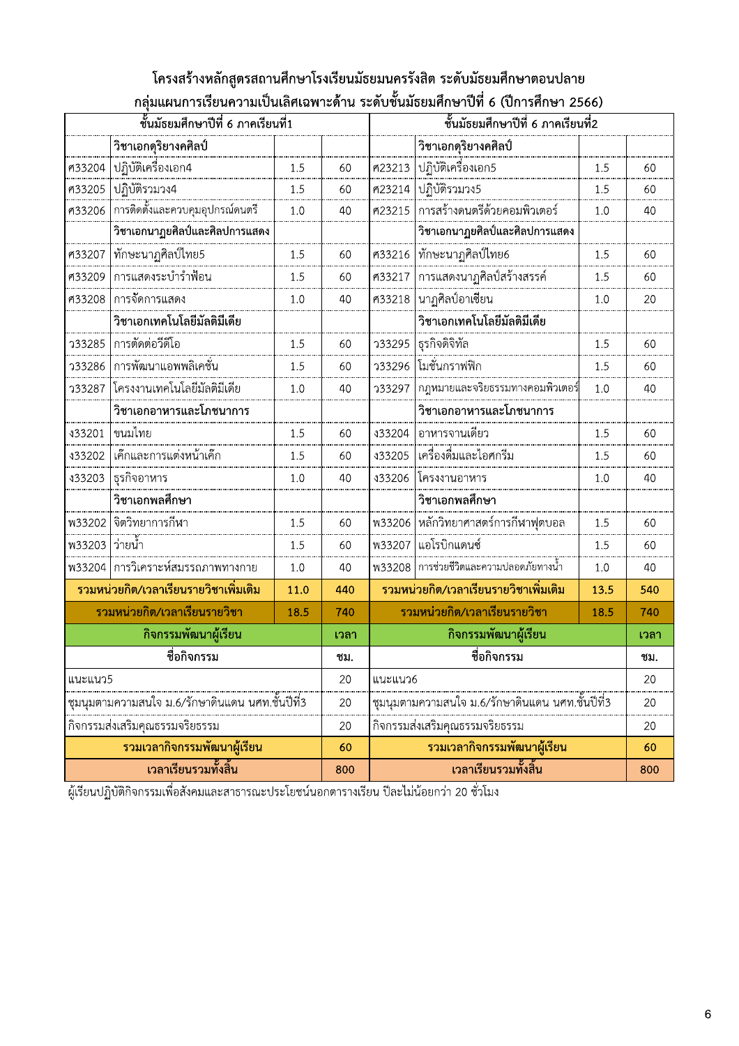**โครงสร้างหลักสูตรสถานศึกษาโรงเรียนมัธยมนครรังสิต ระดับมัธยมศึกษาตอนปลาย**

**กลุ่มแผนการเรียนความเป็นเลิศเฉพาะด้าน ระดับชั้นมัธยมศึกษาปีที่ 6 (ปีการศึกษา 2566)**

| ชั้นมัธยมศึกษาปีที่ 6 ภาคเรียนที่1 | | | | ชั้นมัธยมศึกษาปีที่ 6 ภาคเรียนที่2 | | | |
|---|---|---|---|---|---|---|---|
| | **วิชาเอกดุริยางคศิลป์** | | | | **วิชาเอกดุริยางคศิลป์** | | |
| ศ33204 | ปฏิบัติเครื่องเอก4 | 1.5 | 60 | ศ23213 | ปฏิบัติเครื่องเอก5 | 1.5 | 60 |
| ศ33205 | ปฏิบัติรวมวง4 | 1.5 | 60 | ศ23214 | ปฏิบัติรวมวง5 | 1.5 | 60 |
| ศ33206 | การติดตั้งและควบคุมอุปกรณ์ดนตรี | 1.0 | 40 | ศ23215 | การสร้างดนตรีด้วยคอมพิวเตอร์ | 1.0 | 40 |
| | **วิชาเอกนาฏยศิลป์และศิลปการแสดง** | | | | **วิชาเอกนาฏยศิลป์และศิลปการแสดง** | | |
| ศ33207 | ทักษะนาฏศิลป์ไทย5 | 1.5 | 60 | ศ33216 | ทักษะนาฏศิลป์ไทย6 | 1.5 | 60 |
| ศ33209 | การแสดงระบำรำฟ้อน | 1.5 | 60 | ศ33217 | การแสดงนาฏศิลป์สร้างสรรค์ | 1.5 | 60 |
| ศ33208 | การจัดการแสดง | 1.0 | 40 | ศ33218 | นาฏศิลป์อาเซียน | 1.0 | 20 |
| | **วิชาเอกเทคโนโลยีมัลติมีเดีย** | | | | **วิชาเอกเทคโนโลยีมัลติมีเดีย** | | |
| ว33285 | การตัดต่อวีดีโอ | 1.5 | 60 | ว33295 | ธุรกิจดิจิทัล | 1.5 | 60 |
| ว33286 | การพัฒนาแอพพลิเคชั่น | 1.5 | 60 | ว33296 | โมชั่นกราฟฟิก | 1.5 | 60 |
| ว33287 | โครงงานเทคโนโลยีมัลติมีเดีย | 1.0 | 40 | ว33297 | กฎหมายและจริยธรรมทางคอมพิวเตอร์ | 1.0 | 40 |
| | **วิชาเอกอาหารและโภชนาการ** | | | | **วิชาเอกอาหารและโภชนาการ** | | |
| ง33201 | ขนมไทย | 1.5 | 60 | ง33204 | อาหารจานเดียว | 1.5 | 60 |
| ง33202 | เค้กและการแต่งหน้าเค้ก | 1.5 | 60 | ง33205 | เครื่องดื่มและไอศกรีม | 1.5 | 60 |
| ง33203 | ธุรกิจอาหาร | 1.0 | 40 | ง33206 | โครงงานอาหาร | 1.0 | 40 |
| | **วิชาเอกพลศึกษา** | | | | **วิชาเอกพลศึกษา** | | |
| พ33202 | จิตวิทยาการกีฬา | 1.5 | 60 | พ33206 | หลักวิทยาศาสตร์การกีฬาฟุตบอล | 1.5 | 60 |
| พ33203 | ว่ายน้ำ | 1.5 | 60 | พ33207 | แอโรบิกแดนซ์ | 1.5 | 60 |
| พ33204 | การวิเคราะห์สมรรถภาพทางกาย | 1.0 | 40 | พ33208 | การช่วยชีวิตและความปลอดภัยทางน้ำ | 1.0 | 40 |
| **รวมหน่วยกิต/เวลาเรียนรายวิชาเพิ่มเติม** | | **11.0** | **440** | **รวมหน่วยกิต/เวลาเรียนรายวิชาเพิ่มเติม** | | **13.5** | **540** |
| **รวมหน่วยกิต/เวลาเรียนรายวิชา** | | **18.5** | **740** | **รวมหน่วยกิต/เวลาเรียนรายวิชา** | | **18.5** | **740** |
| **กิจกรรมพัฒนาผู้เรียน** | | | **เวลา** | **กิจกรรมพัฒนาผู้เรียน** | | | **เวลา** |
| **ชื่อกิจกรรม** | | | **ชม.** | **ชื่อกิจกรรม** | | | **ชม.** |
| แนะแนว5 | | | 20 | แนะแนว6 | | | 20 |
| ชุมนุมตามความสนใจ ม.6/รักษาดินแดน นศท.ชั้นปีที่3 | | | 20 | ชุมนุมตามความสนใจ ม.6/รักษาดินแดน นศท.ชั้นปีที่3 | | | 20 |
| กิจกรรมส่งเสริมคุณธรรมจริยธรรม | | | 20 | กิจกรรมส่งเสริมคุณธรรมจริยธรรม | | | 20 |
| **รวมเวลากิจกรรมพัฒนาผู้เรียน** | | | **60** | **รวมเวลากิจกรรมพัฒนาผู้เรียน** | | | **60** |
| **เวลาเรียนรวมทั้งสิ้น** | | | **800** | **เวลาเรียนรวมทั้งสิ้น** | | | **800** |

ผู้เรียนปฏิบัติกิจกรรมเพื่อสังคมและสาธารณะประโยชน์นอกตารางเรียน ปีละไม่น้อยกว่า 20 ชั่วโมง